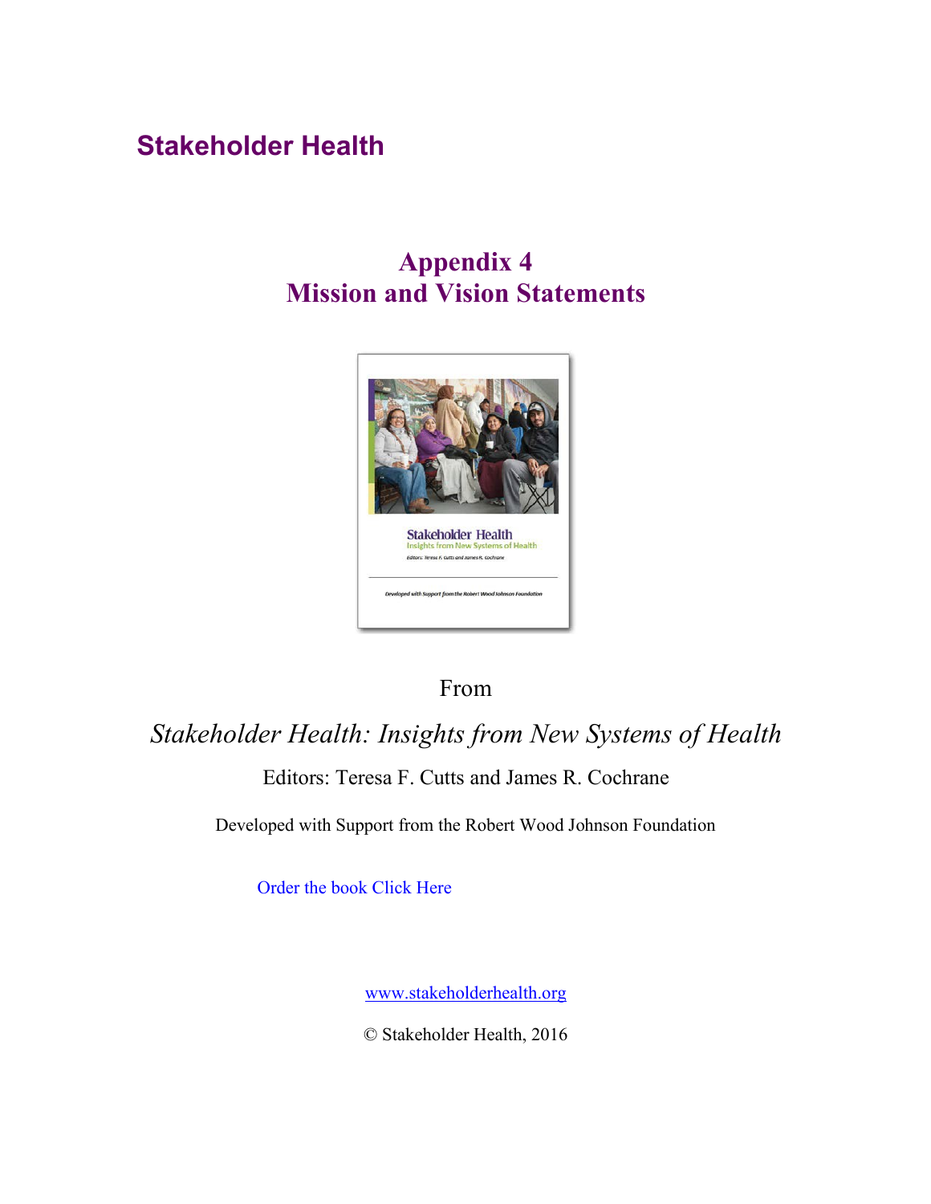# Stakeholder Health

## Appendix 4
## Mission and Vision Statements

From

*Stakeholder Health: Insights from New Systems of Health*

Editors: Teresa F. Cutts and James R. Cochrane

Developed with Support from the Robert Wood Johnson Foundation

Order the book Click Here

www.stakeholderhealth.org

© Stakeholder Health, 2016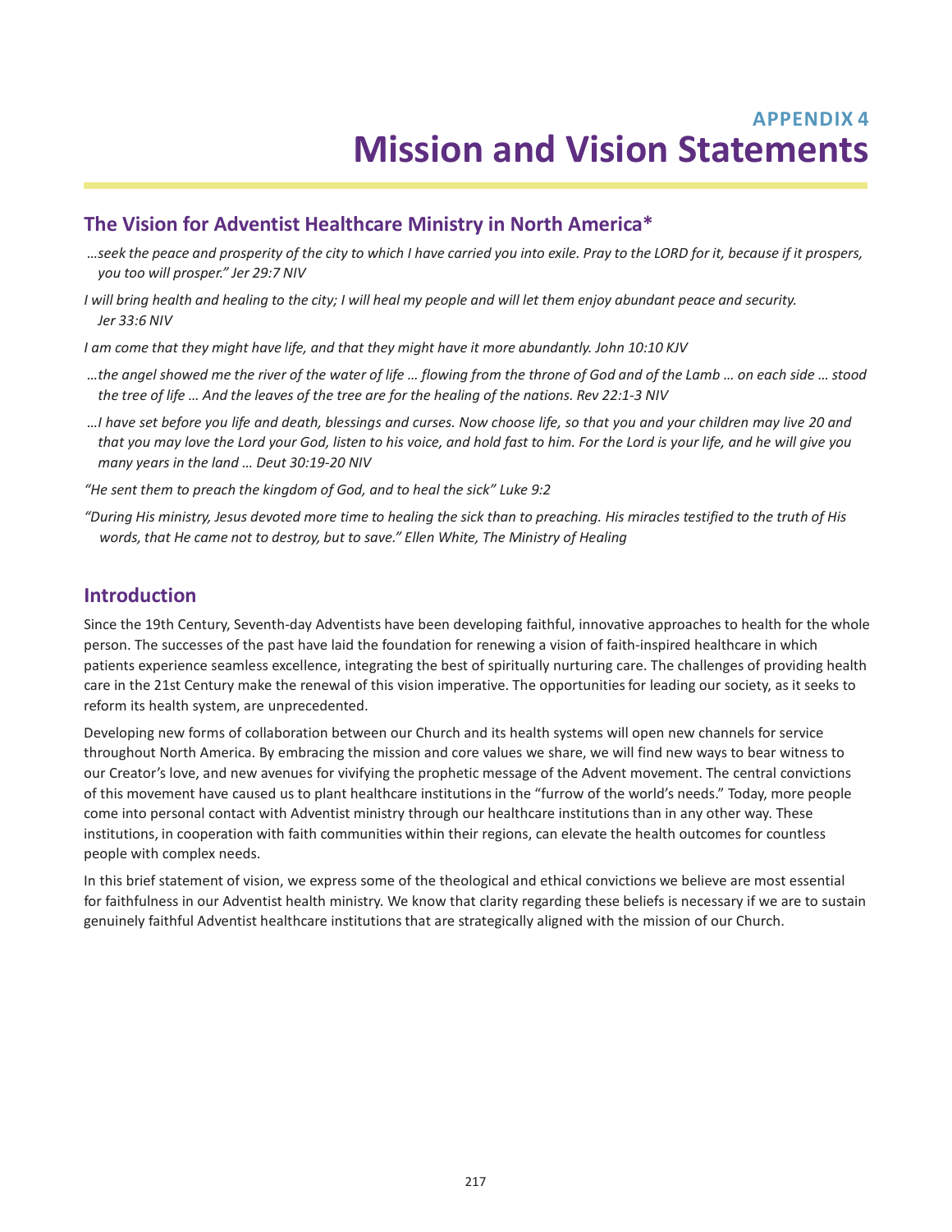APPENDIX 4

# Mission and Vision Statements

## The Vision for Adventist Healthcare Ministry in North America*

*…seek the peace and prosperity of the city to which I have carried you into exile. Pray to the LORD for it, because if it prospers, you too will prosper." Jer 29:7 NIV*

*I will bring health and healing to the city; I will heal my people and will let them enjoy abundant peace and security. Jer 33:6 NIV*

*I am come that they might have life, and that they might have it more abundantly. John 10:10 KJV*

*…the angel showed me the river of the water of life … flowing from the throne of God and of the Lamb … on each side … stood the tree of life … And the leaves of the tree are for the healing of the nations. Rev 22:1-3 NIV*

*…I have set before you life and death, blessings and curses. Now choose life, so that you and your children may live 20 and that you may love the Lord your God, listen to his voice, and hold fast to him. For the Lord is your life, and he will give you many years in the land … Deut 30:19-20 NIV*

*"He sent them to preach the kingdom of God, and to heal the sick" Luke 9:2*

*"During His ministry, Jesus devoted more time to healing the sick than to preaching. His miracles testified to the truth of His words, that He came not to destroy, but to save." Ellen White, The Ministry of Healing*

## Introduction

Since the 19th Century, Seventh-day Adventists have been developing faithful, innovative approaches to health for the whole person. The successes of the past have laid the foundation for renewing a vision of faith-inspired healthcare in which patients experience seamless excellence, integrating the best of spiritually nurturing care. The challenges of providing health care in the 21st Century make the renewal of this vision imperative. The opportunities for leading our society, as it seeks to reform its health system, are unprecedented.

Developing new forms of collaboration between our Church and its health systems will open new channels for service throughout North America. By embracing the mission and core values we share, we will find new ways to bear witness to our Creator's love, and new avenues for vivifying the prophetic message of the Advent movement. The central convictions of this movement have caused us to plant healthcare institutions in the "furrow of the world's needs." Today, more people come into personal contact with Adventist ministry through our healthcare institutions than in any other way. These institutions, in cooperation with faith communities within their regions, can elevate the health outcomes for countless people with complex needs.

In this brief statement of vision, we express some of the theological and ethical convictions we believe are most essential for faithfulness in our Adventist health ministry. We know that clarity regarding these beliefs is necessary if we are to sustain genuinely faithful Adventist healthcare institutions that are strategically aligned with the mission of our Church.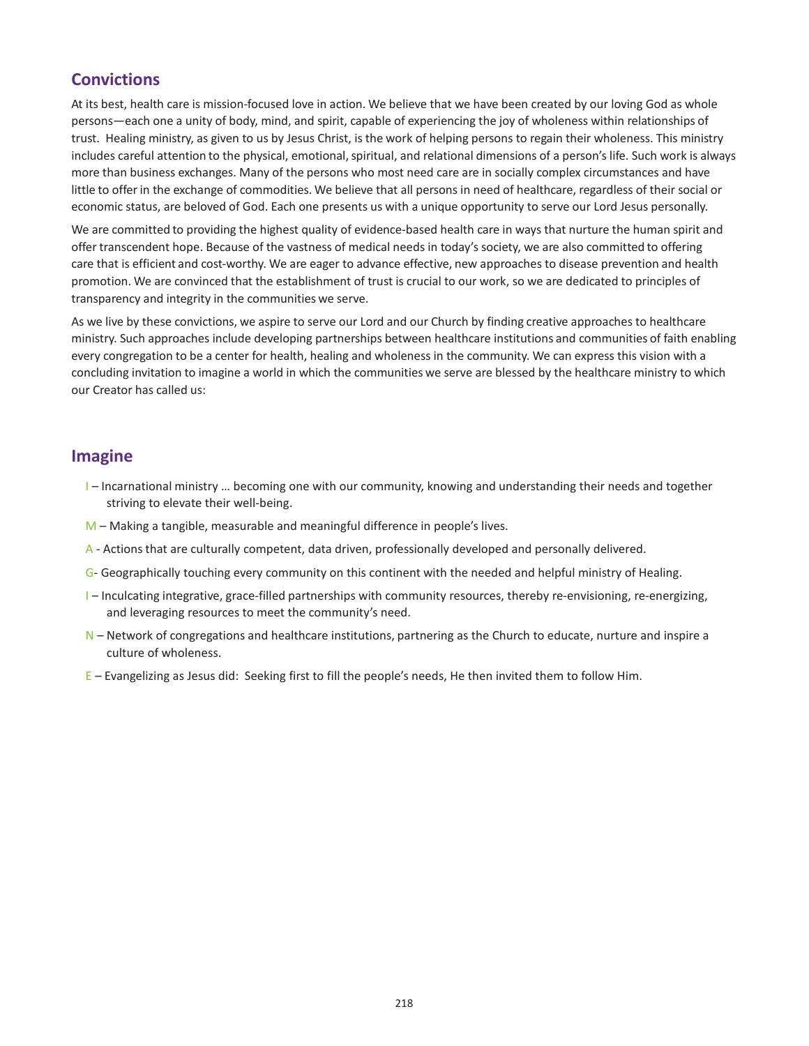## Convictions

At its best, health care is mission-focused love in action. We believe that we have been created by our loving God as whole persons—each one a unity of body, mind, and spirit, capable of experiencing the joy of wholeness within relationships of trust. Healing ministry, as given to us by Jesus Christ, is the work of helping persons to regain their wholeness. This ministry includes careful attention to the physical, emotional, spiritual, and relational dimensions of a person's life. Such work is always more than business exchanges. Many of the persons who most need care are in socially complex circumstances and have little to offer in the exchange of commodities. We believe that all persons in need of healthcare, regardless of their social or economic status, are beloved of God. Each one presents us with a unique opportunity to serve our Lord Jesus personally.

We are committed to providing the highest quality of evidence-based health care in ways that nurture the human spirit and offer transcendent hope. Because of the vastness of medical needs in today's society, we are also committed to offering care that is efficient and cost-worthy. We are eager to advance effective, new approaches to disease prevention and health promotion. We are convinced that the establishment of trust is crucial to our work, so we are dedicated to principles of transparency and integrity in the communities we serve.

As we live by these convictions, we aspire to serve our Lord and our Church by finding creative approaches to healthcare ministry. Such approaches include developing partnerships between healthcare institutions and communities of faith enabling every congregation to be a center for health, healing and wholeness in the community. We can express this vision with a concluding invitation to imagine a world in which the communities we serve are blessed by the healthcare ministry to which our Creator has called us:

## Imagine

- I – Incarnational ministry … becoming one with our community, knowing and understanding their needs and together striving to elevate their well-being.
- M – Making a tangible, measurable and meaningful difference in people's lives.
- A - Actions that are culturally competent, data driven, professionally developed and personally delivered.
- G- Geographically touching every community on this continent with the needed and helpful ministry of Healing.
- I – Inculcating integrative, grace-filled partnerships with community resources, thereby re-envisioning, re-energizing, and leveraging resources to meet the community's need.
- N – Network of congregations and healthcare institutions, partnering as the Church to educate, nurture and inspire a culture of wholeness.
- E – Evangelizing as Jesus did: Seeking first to fill the people's needs, He then invited them to follow Him.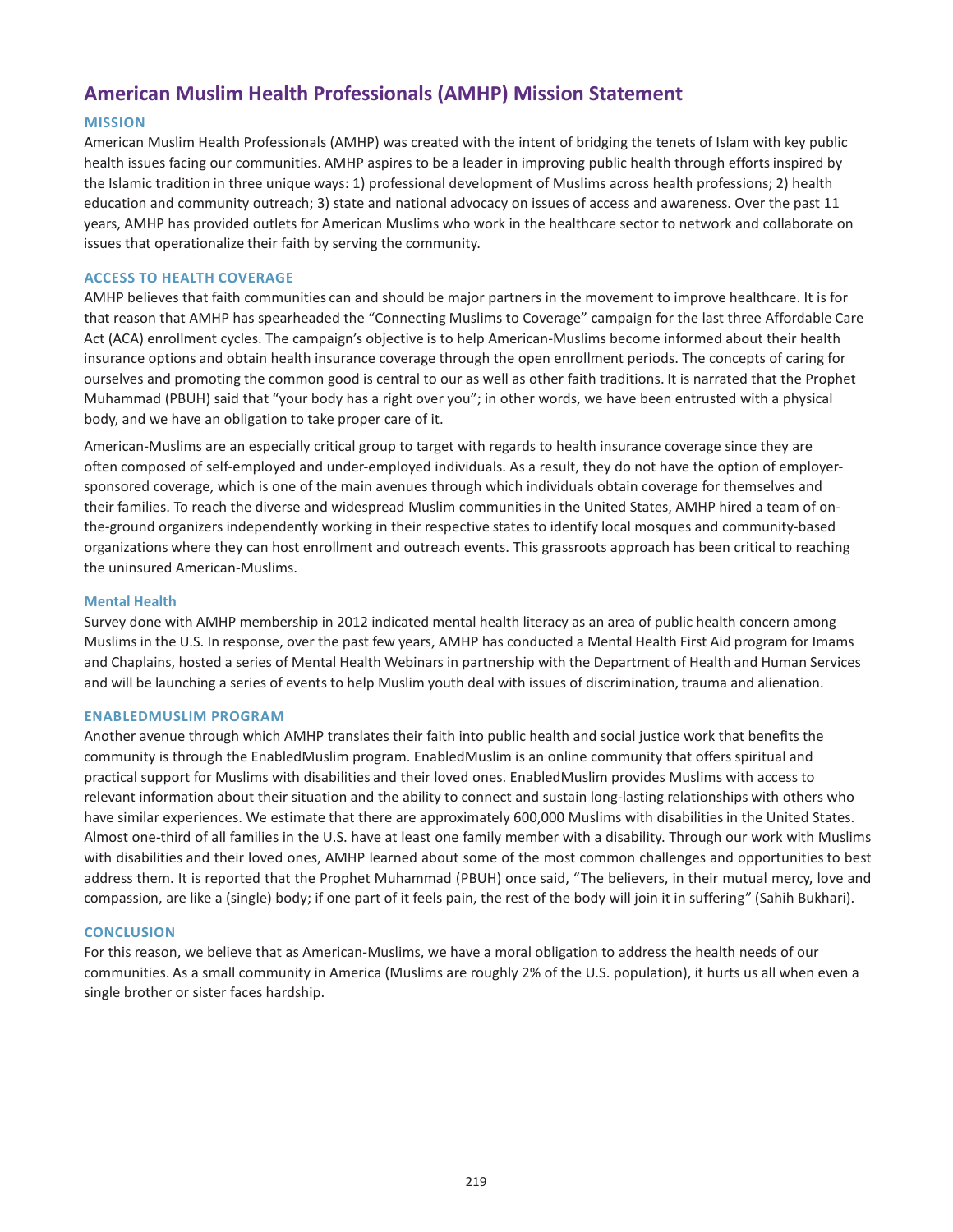# American Muslim Health Professionals (AMHP) Mission Statement

### MISSION

American Muslim Health Professionals (AMHP) was created with the intent of bridging the tenets of Islam with key public health issues facing our communities. AMHP aspires to be a leader in improving public health through efforts inspired by the Islamic tradition in three unique ways: 1) professional development of Muslims across health professions; 2) health education and community outreach; 3) state and national advocacy on issues of access and awareness. Over the past 11 years, AMHP has provided outlets for American Muslims who work in the healthcare sector to network and collaborate on issues that operationalize their faith by serving the community.

### ACCESS TO HEALTH COVERAGE

AMHP believes that faith communities can and should be major partners in the movement to improve healthcare. It is for that reason that AMHP has spearheaded the "Connecting Muslims to Coverage" campaign for the last three Affordable Care Act (ACA) enrollment cycles. The campaign's objective is to help American-Muslims become informed about their health insurance options and obtain health insurance coverage through the open enrollment periods. The concepts of caring for ourselves and promoting the common good is central to our as well as other faith traditions. It is narrated that the Prophet Muhammad (PBUH) said that "your body has a right over you"; in other words, we have been entrusted with a physical body, and we have an obligation to take proper care of it.

American-Muslims are an especially critical group to target with regards to health insurance coverage since they are often composed of self-employed and under-employed individuals. As a result, they do not have the option of employer-sponsored coverage, which is one of the main avenues through which individuals obtain coverage for themselves and their families. To reach the diverse and widespread Muslim communities in the United States, AMHP hired a team of on-the-ground organizers independently working in their respective states to identify local mosques and community-based organizations where they can host enrollment and outreach events. This grassroots approach has been critical to reaching the uninsured American-Muslims.

### Mental Health

Survey done with AMHP membership in 2012 indicated mental health literacy as an area of public health concern among Muslims in the U.S. In response, over the past few years, AMHP has conducted a Mental Health First Aid program for Imams and Chaplains, hosted a series of Mental Health Webinars in partnership with the Department of Health and Human Services and will be launching a series of events to help Muslim youth deal with issues of discrimination, trauma and alienation.

### ENABLEDMUSLIM PROGRAM

Another avenue through which AMHP translates their faith into public health and social justice work that benefits the community is through the EnabledMuslim program. EnabledMuslim is an online community that offers spiritual and practical support for Muslims with disabilities and their loved ones. EnabledMuslim provides Muslims with access to relevant information about their situation and the ability to connect and sustain long-lasting relationships with others who have similar experiences. We estimate that there are approximately 600,000 Muslims with disabilities in the United States. Almost one-third of all families in the U.S. have at least one family member with a disability. Through our work with Muslims with disabilities and their loved ones, AMHP learned about some of the most common challenges and opportunities to best address them. It is reported that the Prophet Muhammad (PBUH) once said, "The believers, in their mutual mercy, love and compassion, are like a (single) body; if one part of it feels pain, the rest of the body will join it in suffering" (Sahih Bukhari).

### CONCLUSION

For this reason, we believe that as American-Muslims, we have a moral obligation to address the health needs of our communities. As a small community in America (Muslims are roughly 2% of the U.S. population), it hurts us all when even a single brother or sister faces hardship.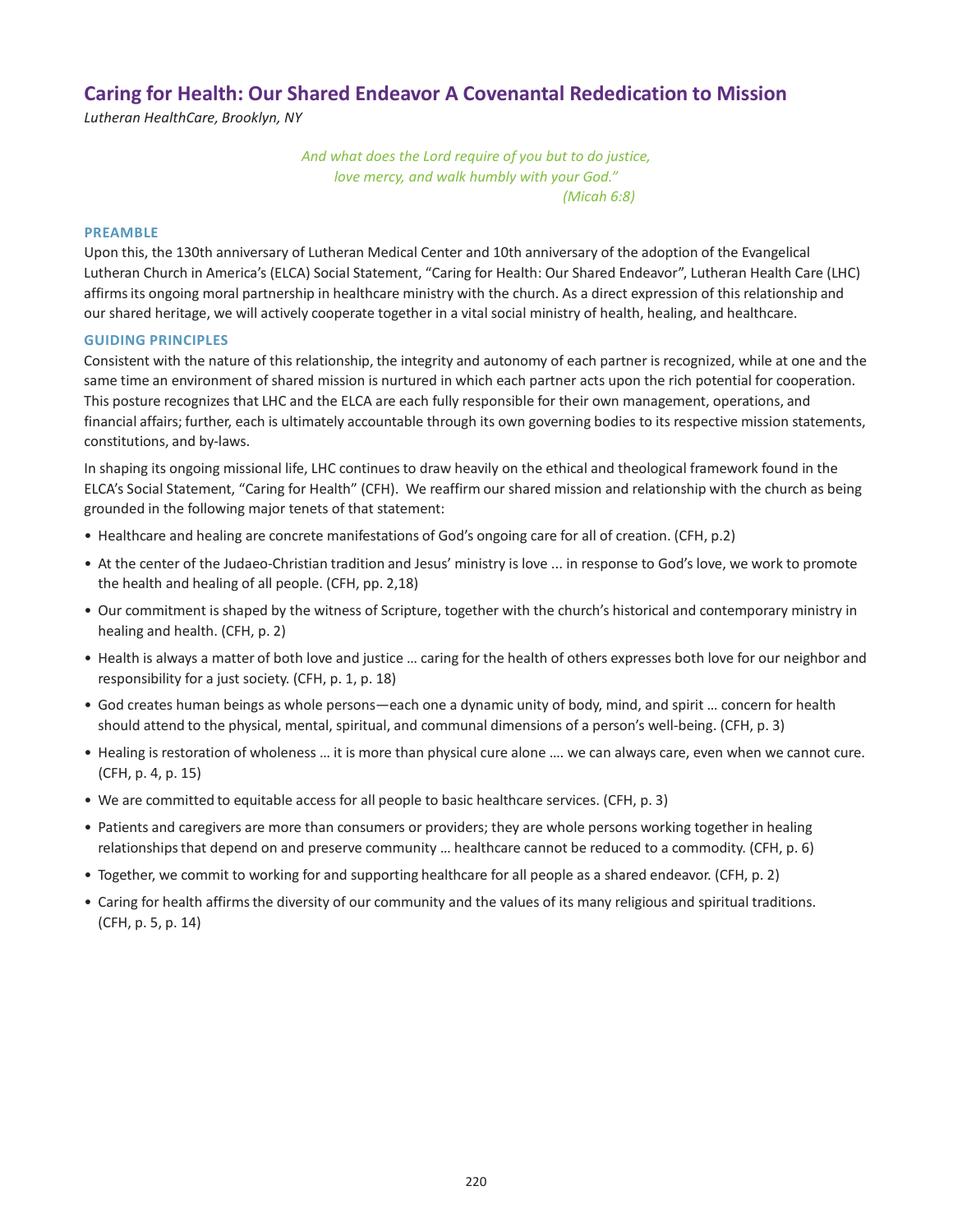## Caring for Health: Our Shared Endeavor A Covenantal Rededication to Mission

*Lutheran HealthCare, Brooklyn, NY*

> *And what does the Lord require of you but to do justice,*
> *love mercy, and walk humbly with your God."*
> *(Micah 6:8)*

### PREAMBLE

Upon this, the 130th anniversary of Lutheran Medical Center and 10th anniversary of the adoption of the Evangelical Lutheran Church in America's (ELCA) Social Statement, "Caring for Health: Our Shared Endeavor", Lutheran Health Care (LHC) affirms its ongoing moral partnership in healthcare ministry with the church. As a direct expression of this relationship and our shared heritage, we will actively cooperate together in a vital social ministry of health, healing, and healthcare.

### GUIDING PRINCIPLES

Consistent with the nature of this relationship, the integrity and autonomy of each partner is recognized, while at one and the same time an environment of shared mission is nurtured in which each partner acts upon the rich potential for cooperation. This posture recognizes that LHC and the ELCA are each fully responsible for their own management, operations, and financial affairs; further, each is ultimately accountable through its own governing bodies to its respective mission statements, constitutions, and by-laws.

In shaping its ongoing missional life, LHC continues to draw heavily on the ethical and theological framework found in the ELCA's Social Statement, "Caring for Health" (CFH). We reaffirm our shared mission and relationship with the church as being grounded in the following major tenets of that statement:

- Healthcare and healing are concrete manifestations of God's ongoing care for all of creation. (CFH, p.2)
- At the center of the Judaeo-Christian tradition and Jesus' ministry is love ... in response to God's love, we work to promote the health and healing of all people. (CFH, pp. 2,18)
- Our commitment is shaped by the witness of Scripture, together with the church's historical and contemporary ministry in healing and health. (CFH, p. 2)
- Health is always a matter of both love and justice … caring for the health of others expresses both love for our neighbor and responsibility for a just society. (CFH, p. 1, p. 18)
- God creates human beings as whole persons—each one a dynamic unity of body, mind, and spirit … concern for health should attend to the physical, mental, spiritual, and communal dimensions of a person's well-being. (CFH, p. 3)
- Healing is restoration of wholeness … it is more than physical cure alone …. we can always care, even when we cannot cure. (CFH, p. 4, p. 15)
- We are committed to equitable access for all people to basic healthcare services. (CFH, p. 3)
- Patients and caregivers are more than consumers or providers; they are whole persons working together in healing relationships that depend on and preserve community … healthcare cannot be reduced to a commodity. (CFH, p. 6)
- Together, we commit to working for and supporting healthcare for all people as a shared endeavor. (CFH, p. 2)
- Caring for health affirms the diversity of our community and the values of its many religious and spiritual traditions. (CFH, p. 5, p. 14)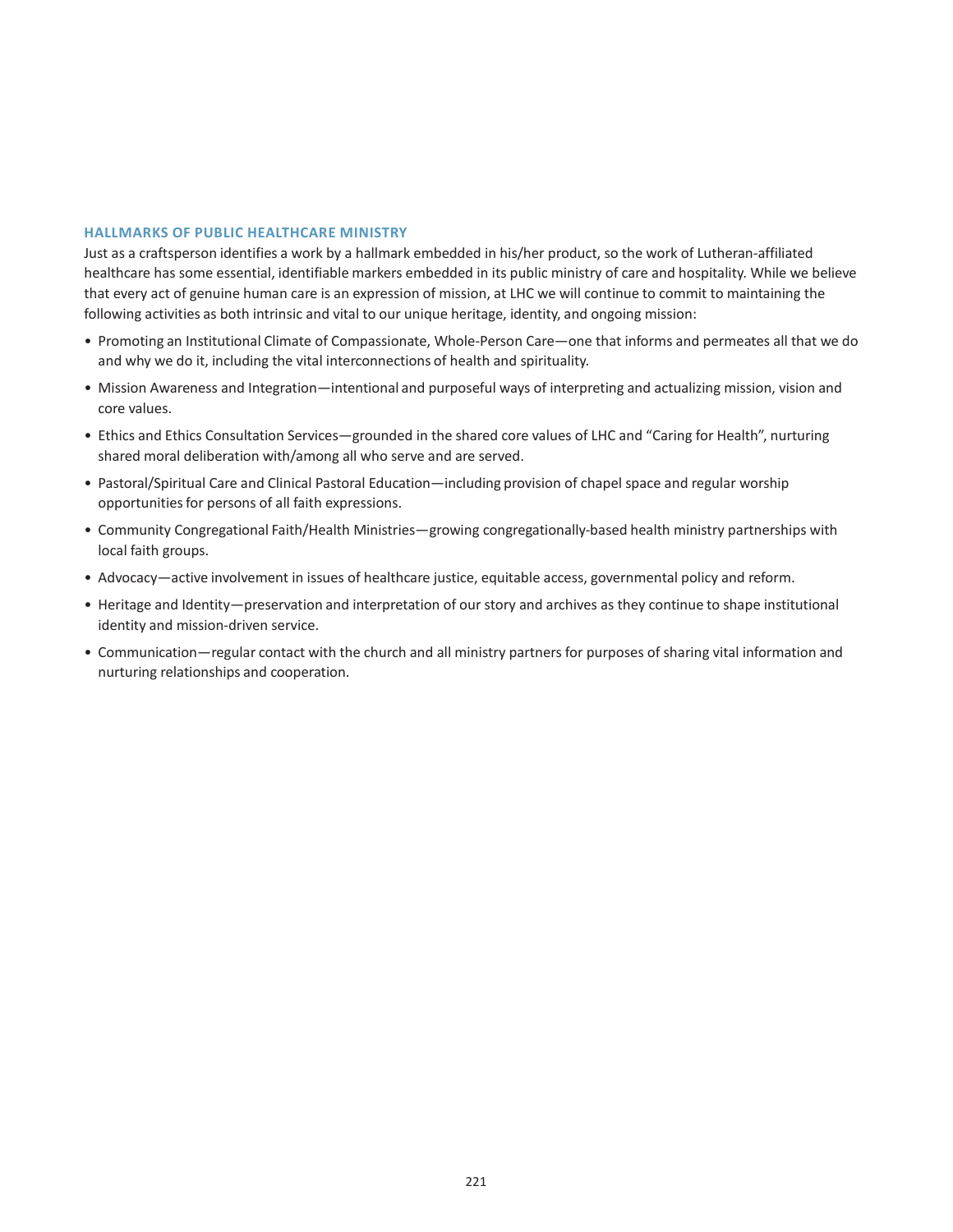## HALLMARKS OF PUBLIC HEALTHCARE MINISTRY

Just as a craftsperson identifies a work by a hallmark embedded in his/her product, so the work of Lutheran-affiliated healthcare has some essential, identifiable markers embedded in its public ministry of care and hospitality. While we believe that every act of genuine human care is an expression of mission, at LHC we will continue to commit to maintaining the following activities as both intrinsic and vital to our unique heritage, identity, and ongoing mission:

- Promoting an Institutional Climate of Compassionate, Whole-Person Care—one that informs and permeates all that we do and why we do it, including the vital interconnections of health and spirituality.
- Mission Awareness and Integration—intentional and purposeful ways of interpreting and actualizing mission, vision and core values.
- Ethics and Ethics Consultation Services—grounded in the shared core values of LHC and "Caring for Health", nurturing shared moral deliberation with/among all who serve and are served.
- Pastoral/Spiritual Care and Clinical Pastoral Education—including provision of chapel space and regular worship opportunities for persons of all faith expressions.
- Community Congregational Faith/Health Ministries—growing congregationally-based health ministry partnerships with local faith groups.
- Advocacy—active involvement in issues of healthcare justice, equitable access, governmental policy and reform.
- Heritage and Identity—preservation and interpretation of our story and archives as they continue to shape institutional identity and mission-driven service.
- Communication—regular contact with the church and all ministry partners for purposes of sharing vital information and nurturing relationships and cooperation.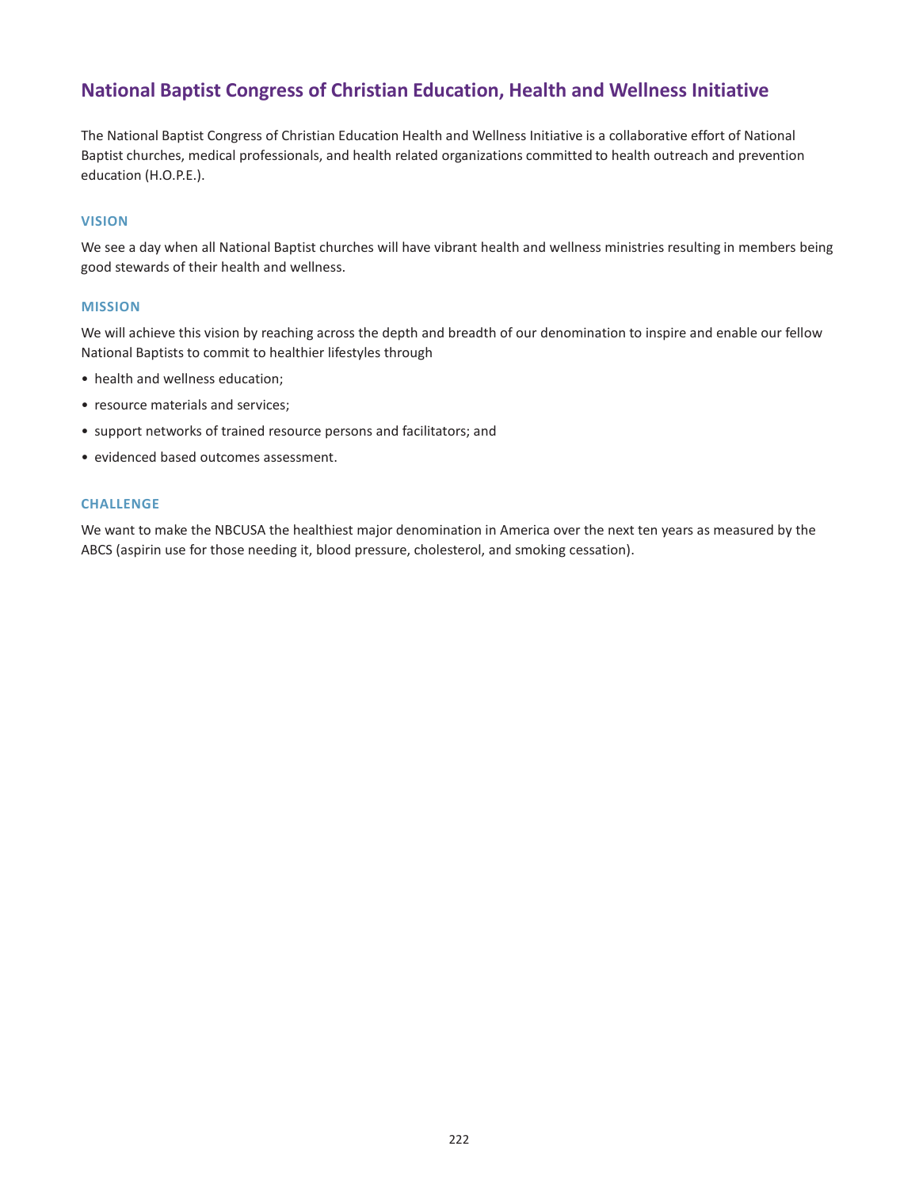# National Baptist Congress of Christian Education, Health and Wellness Initiative

The National Baptist Congress of Christian Education Health and Wellness Initiative is a collaborative effort of National Baptist churches, medical professionals, and health related organizations committed to health outreach and prevention education (H.O.P.E.).

### VISION

We see a day when all National Baptist churches will have vibrant health and wellness ministries resulting in members being good stewards of their health and wellness.

### MISSION

We will achieve this vision by reaching across the depth and breadth of our denomination to inspire and enable our fellow National Baptists to commit to healthier lifestyles through

- health and wellness education;
- resource materials and services;
- support networks of trained resource persons and facilitators; and
- evidenced based outcomes assessment.

### CHALLENGE

We want to make the NBCUSA the healthiest major denomination in America over the next ten years as measured by the ABCS (aspirin use for those needing it, blood pressure, cholesterol, and smoking cessation).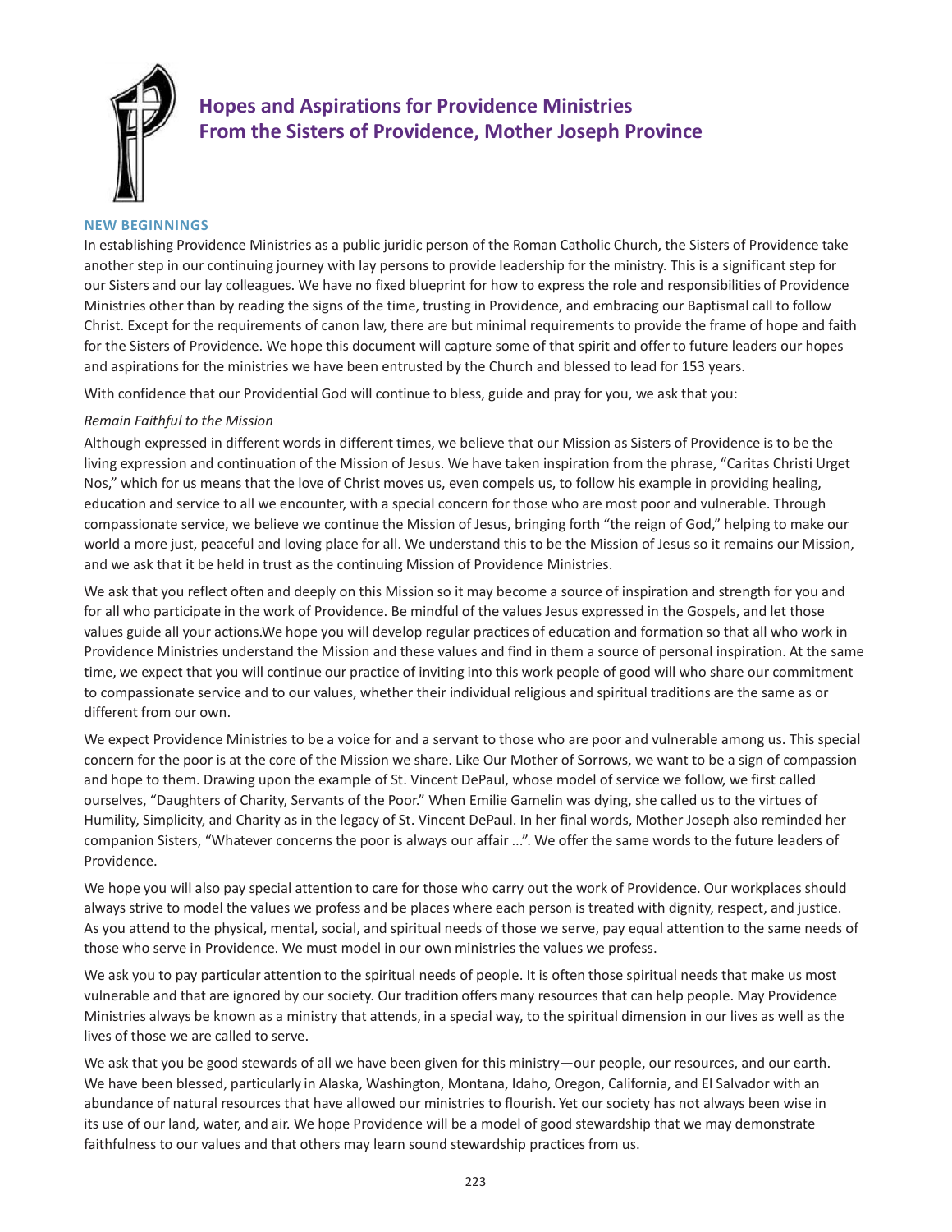# Hopes and Aspirations for Providence Ministries From the Sisters of Providence, Mother Joseph Province

## NEW BEGINNINGS

In establishing Providence Ministries as a public juridic person of the Roman Catholic Church, the Sisters of Providence take another step in our continuing journey with lay persons to provide leadership for the ministry. This is a significant step for our Sisters and our lay colleagues. We have no fixed blueprint for how to express the role and responsibilities of Providence Ministries other than by reading the signs of the time, trusting in Providence, and embracing our Baptismal call to follow Christ. Except for the requirements of canon law, there are but minimal requirements to provide the frame of hope and faith for the Sisters of Providence. We hope this document will capture some of that spirit and offer to future leaders our hopes and aspirations for the ministries we have been entrusted by the Church and blessed to lead for 153 years.

With confidence that our Providential God will continue to bless, guide and pray for you, we ask that you:

*Remain Faithful to the Mission*

Although expressed in different words in different times, we believe that our Mission as Sisters of Providence is to be the living expression and continuation of the Mission of Jesus. We have taken inspiration from the phrase, "Caritas Christi Urget Nos," which for us means that the love of Christ moves us, even compels us, to follow his example in providing healing, education and service to all we encounter, with a special concern for those who are most poor and vulnerable. Through compassionate service, we believe we continue the Mission of Jesus, bringing forth "the reign of God," helping to make our world a more just, peaceful and loving place for all. We understand this to be the Mission of Jesus so it remains our Mission, and we ask that it be held in trust as the continuing Mission of Providence Ministries.

We ask that you reflect often and deeply on this Mission so it may become a source of inspiration and strength for you and for all who participate in the work of Providence. Be mindful of the values Jesus expressed in the Gospels, and let those values guide all your actions.We hope you will develop regular practices of education and formation so that all who work in Providence Ministries understand the Mission and these values and find in them a source of personal inspiration. At the same time, we expect that you will continue our practice of inviting into this work people of good will who share our commitment to compassionate service and to our values, whether their individual religious and spiritual traditions are the same as or different from our own.

We expect Providence Ministries to be a voice for and a servant to those who are poor and vulnerable among us. This special concern for the poor is at the core of the Mission we share. Like Our Mother of Sorrows, we want to be a sign of compassion and hope to them. Drawing upon the example of St. Vincent DePaul, whose model of service we follow, we first called ourselves, "Daughters of Charity, Servants of the Poor." When Emilie Gamelin was dying, she called us to the virtues of Humility, Simplicity, and Charity as in the legacy of St. Vincent DePaul. In her final words, Mother Joseph also reminded her companion Sisters, "Whatever concerns the poor is always our affair ...". We offer the same words to the future leaders of Providence.

We hope you will also pay special attention to care for those who carry out the work of Providence. Our workplaces should always strive to model the values we profess and be places where each person is treated with dignity, respect, and justice. As you attend to the physical, mental, social, and spiritual needs of those we serve, pay equal attention to the same needs of those who serve in Providence. We must model in our own ministries the values we profess.

We ask you to pay particular attention to the spiritual needs of people. It is often those spiritual needs that make us most vulnerable and that are ignored by our society. Our tradition offers many resources that can help people. May Providence Ministries always be known as a ministry that attends, in a special way, to the spiritual dimension in our lives as well as the lives of those we are called to serve.

We ask that you be good stewards of all we have been given for this ministry—our people, our resources, and our earth. We have been blessed, particularly in Alaska, Washington, Montana, Idaho, Oregon, California, and El Salvador with an abundance of natural resources that have allowed our ministries to flourish. Yet our society has not always been wise in its use of our land, water, and air. We hope Providence will be a model of good stewardship that we may demonstrate faithfulness to our values and that others may learn sound stewardship practices from us.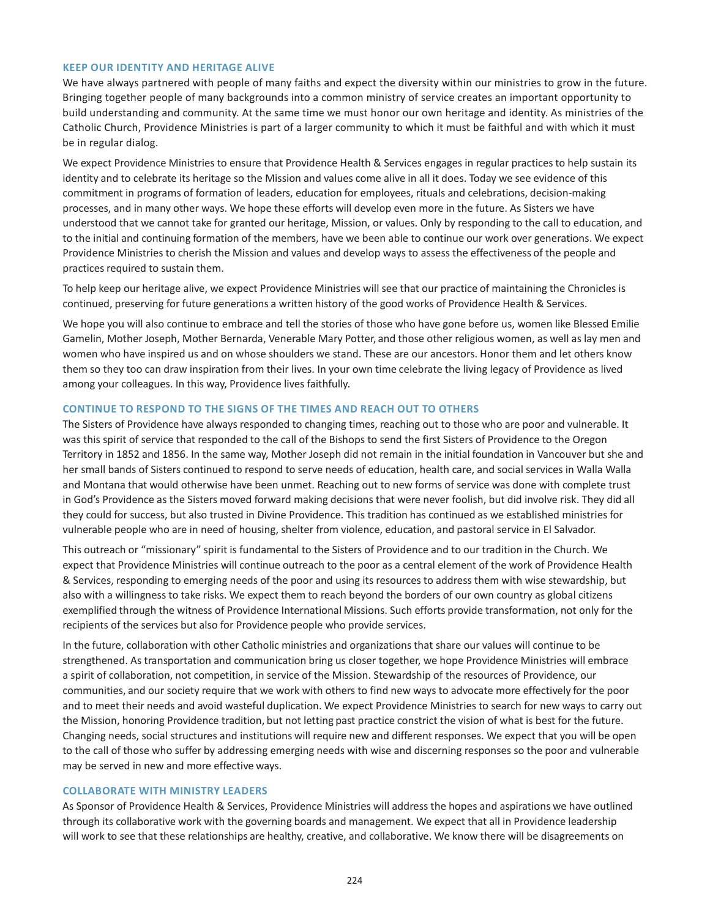### KEEP OUR IDENTITY AND HERITAGE ALIVE

We have always partnered with people of many faiths and expect the diversity within our ministries to grow in the future. Bringing together people of many backgrounds into a common ministry of service creates an important opportunity to build understanding and community. At the same time we must honor our own heritage and identity. As ministries of the Catholic Church, Providence Ministries is part of a larger community to which it must be faithful and with which it must be in regular dialog.

We expect Providence Ministries to ensure that Providence Health & Services engages in regular practices to help sustain its identity and to celebrate its heritage so the Mission and values come alive in all it does. Today we see evidence of this commitment in programs of formation of leaders, education for employees, rituals and celebrations, decision-making processes, and in many other ways. We hope these efforts will develop even more in the future. As Sisters we have understood that we cannot take for granted our heritage, Mission, or values. Only by responding to the call to education, and to the initial and continuing formation of the members, have we been able to continue our work over generations. We expect Providence Ministries to cherish the Mission and values and develop ways to assess the effectiveness of the people and practices required to sustain them.

To help keep our heritage alive, we expect Providence Ministries will see that our practice of maintaining the Chronicles is continued, preserving for future generations a written history of the good works of Providence Health & Services.

We hope you will also continue to embrace and tell the stories of those who have gone before us, women like Blessed Emilie Gamelin, Mother Joseph, Mother Bernarda, Venerable Mary Potter, and those other religious women, as well as lay men and women who have inspired us and on whose shoulders we stand. These are our ancestors. Honor them and let others know them so they too can draw inspiration from their lives. In your own time celebrate the living legacy of Providence as lived among your colleagues. In this way, Providence lives faithfully.

### CONTINUE TO RESPOND TO THE SIGNS OF THE TIMES AND REACH OUT TO OTHERS

The Sisters of Providence have always responded to changing times, reaching out to those who are poor and vulnerable. It was this spirit of service that responded to the call of the Bishops to send the first Sisters of Providence to the Oregon Territory in 1852 and 1856. In the same way, Mother Joseph did not remain in the initial foundation in Vancouver but she and her small bands of Sisters continued to respond to serve needs of education, health care, and social services in Walla Walla and Montana that would otherwise have been unmet. Reaching out to new forms of service was done with complete trust in God's Providence as the Sisters moved forward making decisions that were never foolish, but did involve risk. They did all they could for success, but also trusted in Divine Providence. This tradition has continued as we established ministries for vulnerable people who are in need of housing, shelter from violence, education, and pastoral service in El Salvador.

This outreach or "missionary" spirit is fundamental to the Sisters of Providence and to our tradition in the Church. We expect that Providence Ministries will continue outreach to the poor as a central element of the work of Providence Health & Services, responding to emerging needs of the poor and using its resources to address them with wise stewardship, but also with a willingness to take risks. We expect them to reach beyond the borders of our own country as global citizens exemplified through the witness of Providence International Missions. Such efforts provide transformation, not only for the recipients of the services but also for Providence people who provide services.

In the future, collaboration with other Catholic ministries and organizations that share our values will continue to be strengthened. As transportation and communication bring us closer together, we hope Providence Ministries will embrace a spirit of collaboration, not competition, in service of the Mission. Stewardship of the resources of Providence, our communities, and our society require that we work with others to find new ways to advocate more effectively for the poor and to meet their needs and avoid wasteful duplication. We expect Providence Ministries to search for new ways to carry out the Mission, honoring Providence tradition, but not letting past practice constrict the vision of what is best for the future. Changing needs, social structures and institutions will require new and different responses. We expect that you will be open to the call of those who suffer by addressing emerging needs with wise and discerning responses so the poor and vulnerable may be served in new and more effective ways.

### COLLABORATE WITH MINISTRY LEADERS

As Sponsor of Providence Health & Services, Providence Ministries will address the hopes and aspirations we have outlined through its collaborative work with the governing boards and management. We expect that all in Providence leadership will work to see that these relationships are healthy, creative, and collaborative. We know there will be disagreements on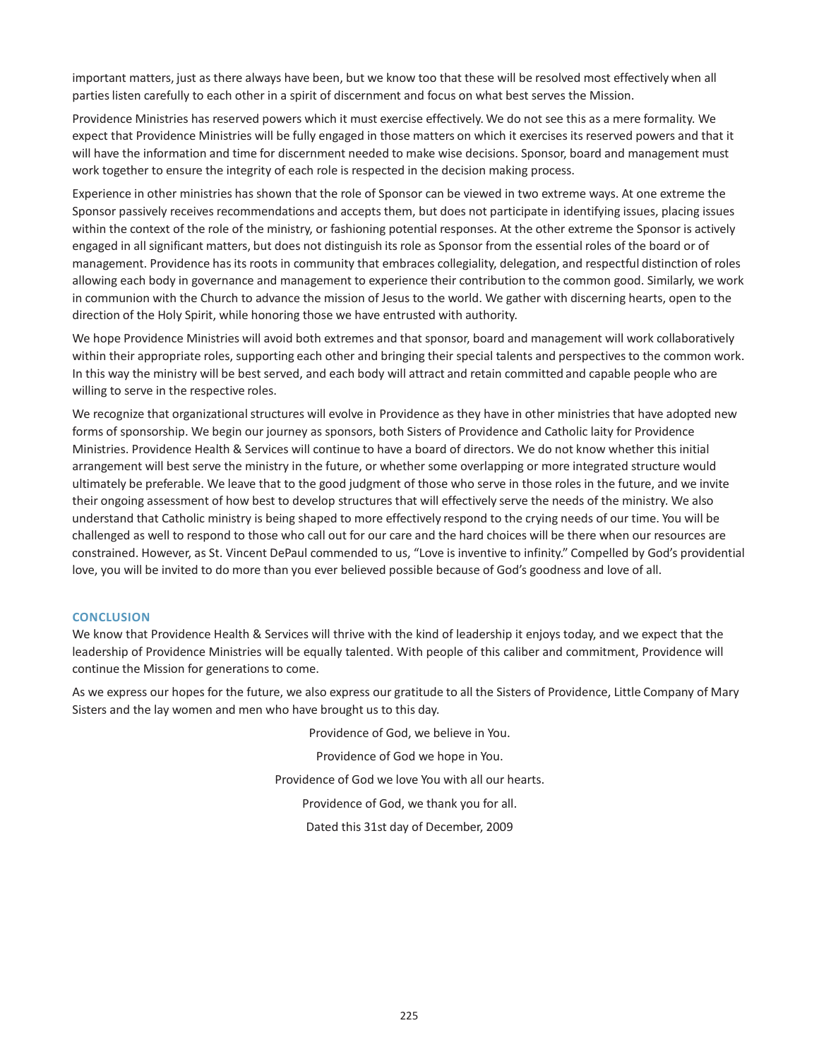important matters, just as there always have been, but we know too that these will be resolved most effectively when all parties listen carefully to each other in a spirit of discernment and focus on what best serves the Mission.

Providence Ministries has reserved powers which it must exercise effectively. We do not see this as a mere formality. We expect that Providence Ministries will be fully engaged in those matters on which it exercises its reserved powers and that it will have the information and time for discernment needed to make wise decisions. Sponsor, board and management must work together to ensure the integrity of each role is respected in the decision making process.

Experience in other ministries has shown that the role of Sponsor can be viewed in two extreme ways. At one extreme the Sponsor passively receives recommendations and accepts them, but does not participate in identifying issues, placing issues within the context of the role of the ministry, or fashioning potential responses. At the other extreme the Sponsor is actively engaged in all significant matters, but does not distinguish its role as Sponsor from the essential roles of the board or of management. Providence has its roots in community that embraces collegiality, delegation, and respectful distinction of roles allowing each body in governance and management to experience their contribution to the common good. Similarly, we work in communion with the Church to advance the mission of Jesus to the world. We gather with discerning hearts, open to the direction of the Holy Spirit, while honoring those we have entrusted with authority.

We hope Providence Ministries will avoid both extremes and that sponsor, board and management will work collaboratively within their appropriate roles, supporting each other and bringing their special talents and perspectives to the common work. In this way the ministry will be best served, and each body will attract and retain committed and capable people who are willing to serve in the respective roles.

We recognize that organizational structures will evolve in Providence as they have in other ministries that have adopted new forms of sponsorship. We begin our journey as sponsors, both Sisters of Providence and Catholic laity for Providence Ministries. Providence Health & Services will continue to have a board of directors. We do not know whether this initial arrangement will best serve the ministry in the future, or whether some overlapping or more integrated structure would ultimately be preferable. We leave that to the good judgment of those who serve in those roles in the future, and we invite their ongoing assessment of how best to develop structures that will effectively serve the needs of the ministry. We also understand that Catholic ministry is being shaped to more effectively respond to the crying needs of our time. You will be challenged as well to respond to those who call out for our care and the hard choices will be there when our resources are constrained. However, as St. Vincent DePaul commended to us, "Love is inventive to infinity." Compelled by God's providential love, you will be invited to do more than you ever believed possible because of God's goodness and love of all.

## CONCLUSION

We know that Providence Health & Services will thrive with the kind of leadership it enjoys today, and we expect that the leadership of Providence Ministries will be equally talented. With people of this caliber and commitment, Providence will continue the Mission for generations to come.

As we express our hopes for the future, we also express our gratitude to all the Sisters of Providence, Little Company of Mary Sisters and the lay women and men who have brought us to this day.

Providence of God, we believe in You.

Providence of God we hope in You.

Providence of God we love You with all our hearts.

Providence of God, we thank you for all.

Dated this 31st day of December, 2009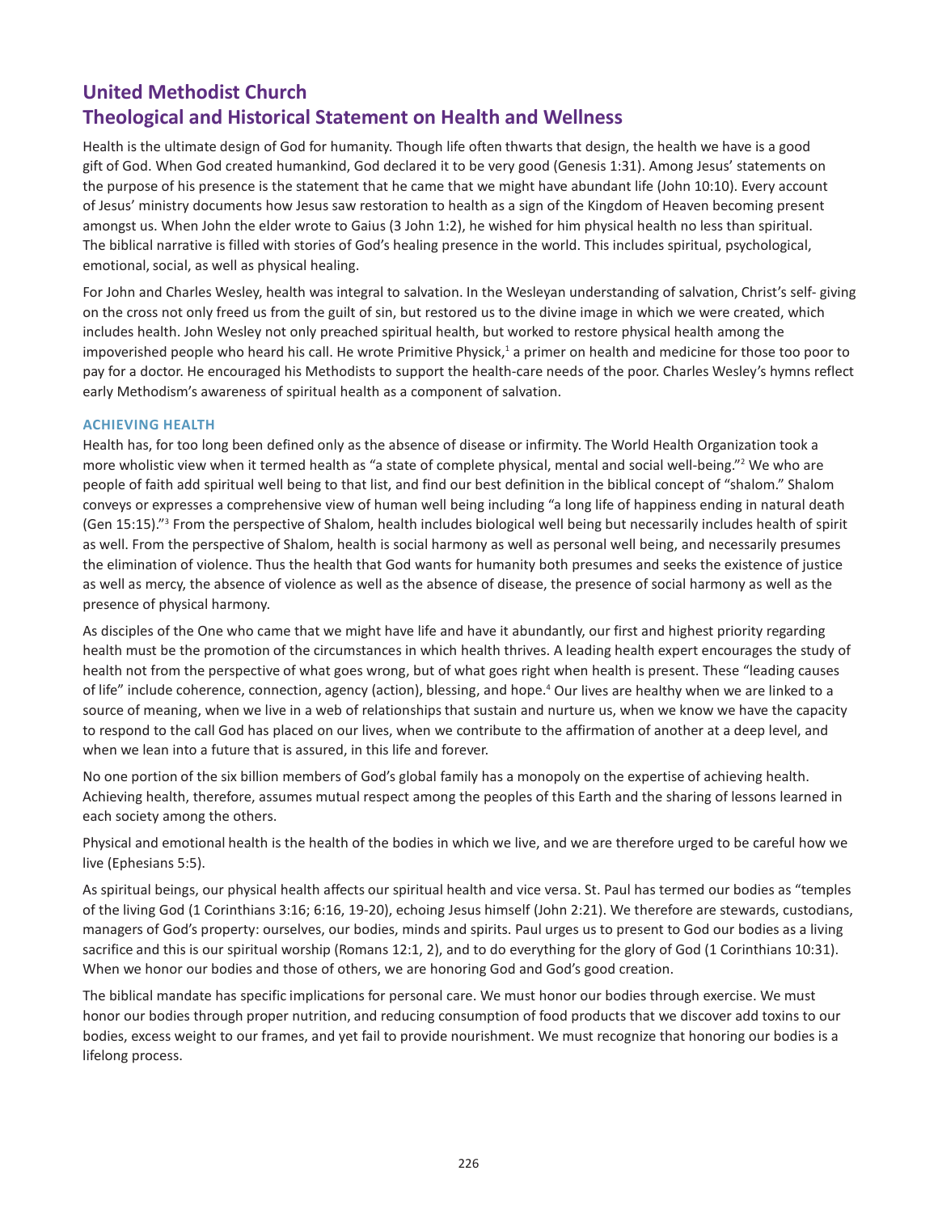# United Methodist Church
# Theological and Historical Statement on Health and Wellness

Health is the ultimate design of God for humanity. Though life often thwarts that design, the health we have is a good gift of God. When God created humankind, God declared it to be very good (Genesis 1:31). Among Jesus' statements on the purpose of his presence is the statement that he came that we might have abundant life (John 10:10). Every account of Jesus' ministry documents how Jesus saw restoration to health as a sign of the Kingdom of Heaven becoming present amongst us. When John the elder wrote to Gaius (3 John 1:2), he wished for him physical health no less than spiritual. The biblical narrative is filled with stories of God's healing presence in the world. This includes spiritual, psychological, emotional, social, as well as physical healing.

For John and Charles Wesley, health was integral to salvation. In the Wesleyan understanding of salvation, Christ's self- giving on the cross not only freed us from the guilt of sin, but restored us to the divine image in which we were created, which includes health. John Wesley not only preached spiritual health, but worked to restore physical health among the impoverished people who heard his call. He wrote Primitive Physick,[1] a primer on health and medicine for those too poor to pay for a doctor. He encouraged his Methodists to support the health-care needs of the poor. Charles Wesley's hymns reflect early Methodism's awareness of spiritual health as a component of salvation.

### ACHIEVING HEALTH

Health has, for too long been defined only as the absence of disease or infirmity. The World Health Organization took a more wholistic view when it termed health as "a state of complete physical, mental and social well-being."[2] We who are people of faith add spiritual well being to that list, and find our best definition in the biblical concept of "shalom." Shalom conveys or expresses a comprehensive view of human well being including "a long life of happiness ending in natural death (Gen 15:15)."[3] From the perspective of Shalom, health includes biological well being but necessarily includes health of spirit as well. From the perspective of Shalom, health is social harmony as well as personal well being, and necessarily presumes the elimination of violence. Thus the health that God wants for humanity both presumes and seeks the existence of justice as well as mercy, the absence of violence as well as the absence of disease, the presence of social harmony as well as the presence of physical harmony.

As disciples of the One who came that we might have life and have it abundantly, our first and highest priority regarding health must be the promotion of the circumstances in which health thrives. A leading health expert encourages the study of health not from the perspective of what goes wrong, but of what goes right when health is present. These "leading causes of life" include coherence, connection, agency (action), blessing, and hope.[4] Our lives are healthy when we are linked to a source of meaning, when we live in a web of relationships that sustain and nurture us, when we know we have the capacity to respond to the call God has placed on our lives, when we contribute to the affirmation of another at a deep level, and when we lean into a future that is assured, in this life and forever.

No one portion of the six billion members of God's global family has a monopoly on the expertise of achieving health. Achieving health, therefore, assumes mutual respect among the peoples of this Earth and the sharing of lessons learned in each society among the others.

Physical and emotional health is the health of the bodies in which we live, and we are therefore urged to be careful how we live (Ephesians 5:5).

As spiritual beings, our physical health affects our spiritual health and vice versa. St. Paul has termed our bodies as "temples of the living God (1 Corinthians 3:16; 6:16, 19-20), echoing Jesus himself (John 2:21). We therefore are stewards, custodians, managers of God's property: ourselves, our bodies, minds and spirits. Paul urges us to present to God our bodies as a living sacrifice and this is our spiritual worship (Romans 12:1, 2), and to do everything for the glory of God (1 Corinthians 10:31). When we honor our bodies and those of others, we are honoring God and God's good creation.

The biblical mandate has specific implications for personal care. We must honor our bodies through exercise. We must honor our bodies through proper nutrition, and reducing consumption of food products that we discover add toxins to our bodies, excess weight to our frames, and yet fail to provide nourishment. We must recognize that honoring our bodies is a lifelong process.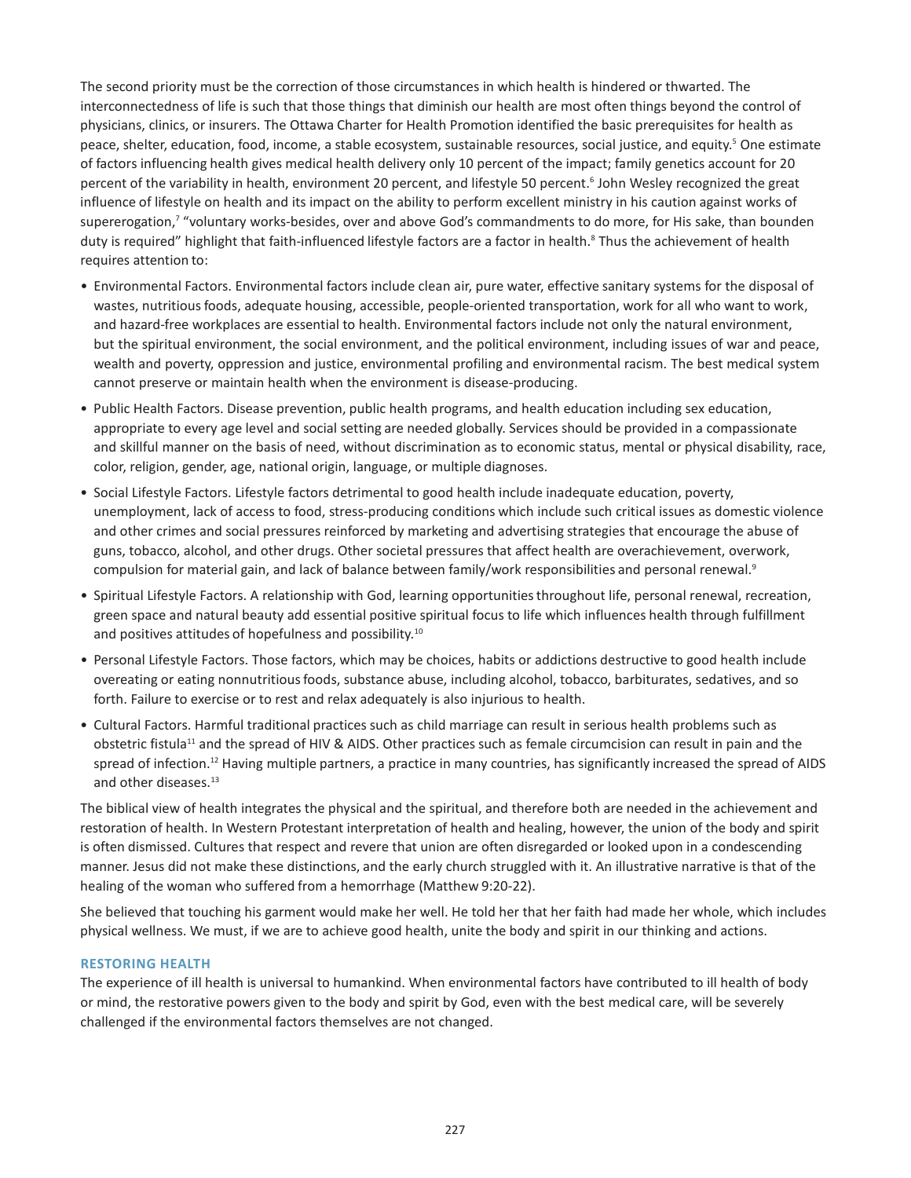The second priority must be the correction of those circumstances in which health is hindered or thwarted. The interconnectedness of life is such that those things that diminish our health are most often things beyond the control of physicians, clinics, or insurers. The Ottawa Charter for Health Promotion identified the basic prerequisites for health as peace, shelter, education, food, income, a stable ecosystem, sustainable resources, social justice, and equity.[5] One estimate of factors influencing health gives medical health delivery only 10 percent of the impact; family genetics account for 20 percent of the variability in health, environment 20 percent, and lifestyle 50 percent.[6] John Wesley recognized the great influence of lifestyle on health and its impact on the ability to perform excellent ministry in his caution against works of supererogation,[7] "voluntary works-besides, over and above God's commandments to do more, for His sake, than bounden duty is required" highlight that faith-influenced lifestyle factors are a factor in health.[8] Thus the achievement of health requires attention to:

- Environmental Factors. Environmental factors include clean air, pure water, effective sanitary systems for the disposal of wastes, nutritious foods, adequate housing, accessible, people-oriented transportation, work for all who want to work, and hazard-free workplaces are essential to health. Environmental factors include not only the natural environment, but the spiritual environment, the social environment, and the political environment, including issues of war and peace, wealth and poverty, oppression and justice, environmental profiling and environmental racism. The best medical system cannot preserve or maintain health when the environment is disease-producing.
- Public Health Factors. Disease prevention, public health programs, and health education including sex education, appropriate to every age level and social setting are needed globally. Services should be provided in a compassionate and skillful manner on the basis of need, without discrimination as to economic status, mental or physical disability, race, color, religion, gender, age, national origin, language, or multiple diagnoses.
- Social Lifestyle Factors. Lifestyle factors detrimental to good health include inadequate education, poverty, unemployment, lack of access to food, stress-producing conditions which include such critical issues as domestic violence and other crimes and social pressures reinforced by marketing and advertising strategies that encourage the abuse of guns, tobacco, alcohol, and other drugs. Other societal pressures that affect health are overachievement, overwork, compulsion for material gain, and lack of balance between family/work responsibilities and personal renewal.[9]
- Spiritual Lifestyle Factors. A relationship with God, learning opportunities throughout life, personal renewal, recreation, green space and natural beauty add essential positive spiritual focus to life which influences health through fulfillment and positives attitudes of hopefulness and possibility.[10]
- Personal Lifestyle Factors. Those factors, which may be choices, habits or addictions destructive to good health include overeating or eating nonnutritious foods, substance abuse, including alcohol, tobacco, barbiturates, sedatives, and so forth. Failure to exercise or to rest and relax adequately is also injurious to health.
- Cultural Factors. Harmful traditional practices such as child marriage can result in serious health problems such as obstetric fistula[11] and the spread of HIV & AIDS. Other practices such as female circumcision can result in pain and the spread of infection.[12] Having multiple partners, a practice in many countries, has significantly increased the spread of AIDS and other diseases.[13]

The biblical view of health integrates the physical and the spiritual, and therefore both are needed in the achievement and restoration of health. In Western Protestant interpretation of health and healing, however, the union of the body and spirit is often dismissed. Cultures that respect and revere that union are often disregarded or looked upon in a condescending manner. Jesus did not make these distinctions, and the early church struggled with it. An illustrative narrative is that of the healing of the woman who suffered from a hemorrhage (Matthew 9:20-22).

She believed that touching his garment would make her well. He told her that her faith had made her whole, which includes physical wellness. We must, if we are to achieve good health, unite the body and spirit in our thinking and actions.

### RESTORING HEALTH

The experience of ill health is universal to humankind. When environmental factors have contributed to ill health of body or mind, the restorative powers given to the body and spirit by God, even with the best medical care, will be severely challenged if the environmental factors themselves are not changed.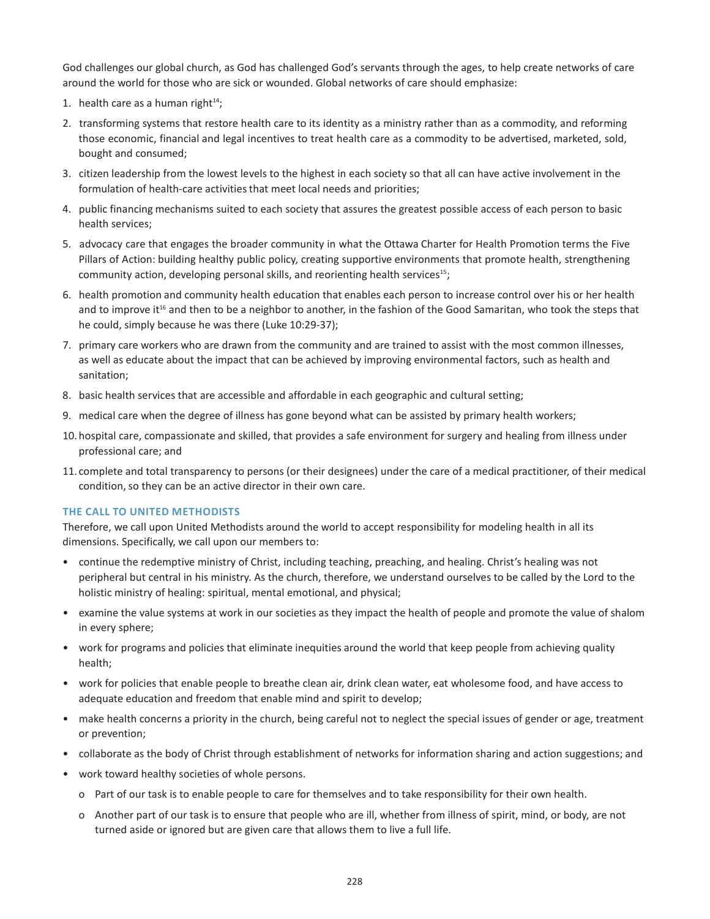God challenges our global church, as God has challenged God's servants through the ages, to help create networks of care around the world for those who are sick or wounded. Global networks of care should emphasize:

1. health care as a human right[14];
2. transforming systems that restore health care to its identity as a ministry rather than as a commodity, and reforming those economic, financial and legal incentives to treat health care as a commodity to be advertised, marketed, sold, bought and consumed;
3. citizen leadership from the lowest levels to the highest in each society so that all can have active involvement in the formulation of health-care activities that meet local needs and priorities;
4. public financing mechanisms suited to each society that assures the greatest possible access of each person to basic health services;
5. advocacy care that engages the broader community in what the Ottawa Charter for Health Promotion terms the Five Pillars of Action: building healthy public policy, creating supportive environments that promote health, strengthening community action, developing personal skills, and reorienting health services[15];
6. health promotion and community health education that enables each person to increase control over his or her health and to improve it[16] and then to be a neighbor to another, in the fashion of the Good Samaritan, who took the steps that he could, simply because he was there (Luke 10:29-37);
7. primary care workers who are drawn from the community and are trained to assist with the most common illnesses, as well as educate about the impact that can be achieved by improving environmental factors, such as health and sanitation;
8. basic health services that are accessible and affordable in each geographic and cultural setting;
9. medical care when the degree of illness has gone beyond what can be assisted by primary health workers;
10. hospital care, compassionate and skilled, that provides a safe environment for surgery and healing from illness under professional care; and
11. complete and total transparency to persons (or their designees) under the care of a medical practitioner, of their medical condition, so they can be an active director in their own care.

### THE CALL TO UNITED METHODISTS

Therefore, we call upon United Methodists around the world to accept responsibility for modeling health in all its dimensions. Specifically, we call upon our members to:

- continue the redemptive ministry of Christ, including teaching, preaching, and healing. Christ's healing was not peripheral but central in his ministry. As the church, therefore, we understand ourselves to be called by the Lord to the holistic ministry of healing: spiritual, mental emotional, and physical;
- examine the value systems at work in our societies as they impact the health of people and promote the value of shalom in every sphere;
- work for programs and policies that eliminate inequities around the world that keep people from achieving quality health;
- work for policies that enable people to breathe clean air, drink clean water, eat wholesome food, and have access to adequate education and freedom that enable mind and spirit to develop;
- make health concerns a priority in the church, being careful not to neglect the special issues of gender or age, treatment or prevention;
- collaborate as the body of Christ through establishment of networks for information sharing and action suggestions; and
- work toward healthy societies of whole persons.
  - Part of our task is to enable people to care for themselves and to take responsibility for their own health.
  - Another part of our task is to ensure that people who are ill, whether from illness of spirit, mind, or body, are not turned aside or ignored but are given care that allows them to live a full life.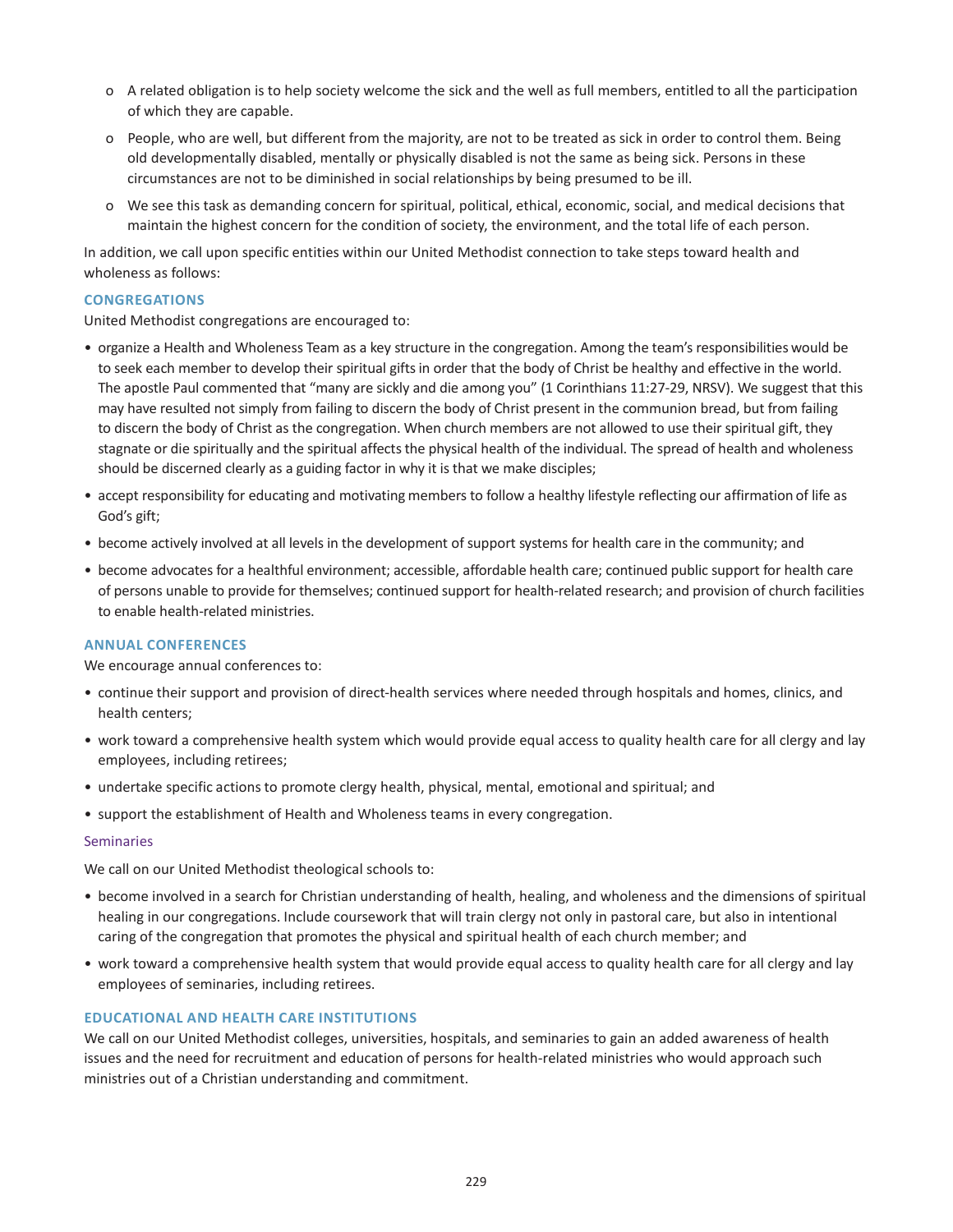- A related obligation is to help society welcome the sick and the well as full members, entitled to all the participation of which they are capable.
- People, who are well, but different from the majority, are not to be treated as sick in order to control them. Being old developmentally disabled, mentally or physically disabled is not the same as being sick. Persons in these circumstances are not to be diminished in social relationships by being presumed to be ill.
- We see this task as demanding concern for spiritual, political, ethical, economic, social, and medical decisions that maintain the highest concern for the condition of society, the environment, and the total life of each person.

In addition, we call upon specific entities within our United Methodist connection to take steps toward health and wholeness as follows:

### CONGREGATIONS

United Methodist congregations are encouraged to:

- organize a Health and Wholeness Team as a key structure in the congregation. Among the team's responsibilities would be to seek each member to develop their spiritual gifts in order that the body of Christ be healthy and effective in the world. The apostle Paul commented that "many are sickly and die among you" (1 Corinthians 11:27-29, NRSV). We suggest that this may have resulted not simply from failing to discern the body of Christ present in the communion bread, but from failing to discern the body of Christ as the congregation. When church members are not allowed to use their spiritual gift, they stagnate or die spiritually and the spiritual affects the physical health of the individual. The spread of health and wholeness should be discerned clearly as a guiding factor in why it is that we make disciples;
- accept responsibility for educating and motivating members to follow a healthy lifestyle reflecting our affirmation of life as God's gift;
- become actively involved at all levels in the development of support systems for health care in the community; and
- become advocates for a healthful environment; accessible, affordable health care; continued public support for health care of persons unable to provide for themselves; continued support for health-related research; and provision of church facilities to enable health-related ministries.

### ANNUAL CONFERENCES

We encourage annual conferences to:

- continue their support and provision of direct-health services where needed through hospitals and homes, clinics, and health centers;
- work toward a comprehensive health system which would provide equal access to quality health care for all clergy and lay employees, including retirees;
- undertake specific actions to promote clergy health, physical, mental, emotional and spiritual; and
- support the establishment of Health and Wholeness teams in every congregation.

### Seminaries

We call on our United Methodist theological schools to:

- become involved in a search for Christian understanding of health, healing, and wholeness and the dimensions of spiritual healing in our congregations. Include coursework that will train clergy not only in pastoral care, but also in intentional caring of the congregation that promotes the physical and spiritual health of each church member; and
- work toward a comprehensive health system that would provide equal access to quality health care for all clergy and lay employees of seminaries, including retirees.

### EDUCATIONAL AND HEALTH CARE INSTITUTIONS

We call on our United Methodist colleges, universities, hospitals, and seminaries to gain an added awareness of health issues and the need for recruitment and education of persons for health-related ministries who would approach such ministries out of a Christian understanding and commitment.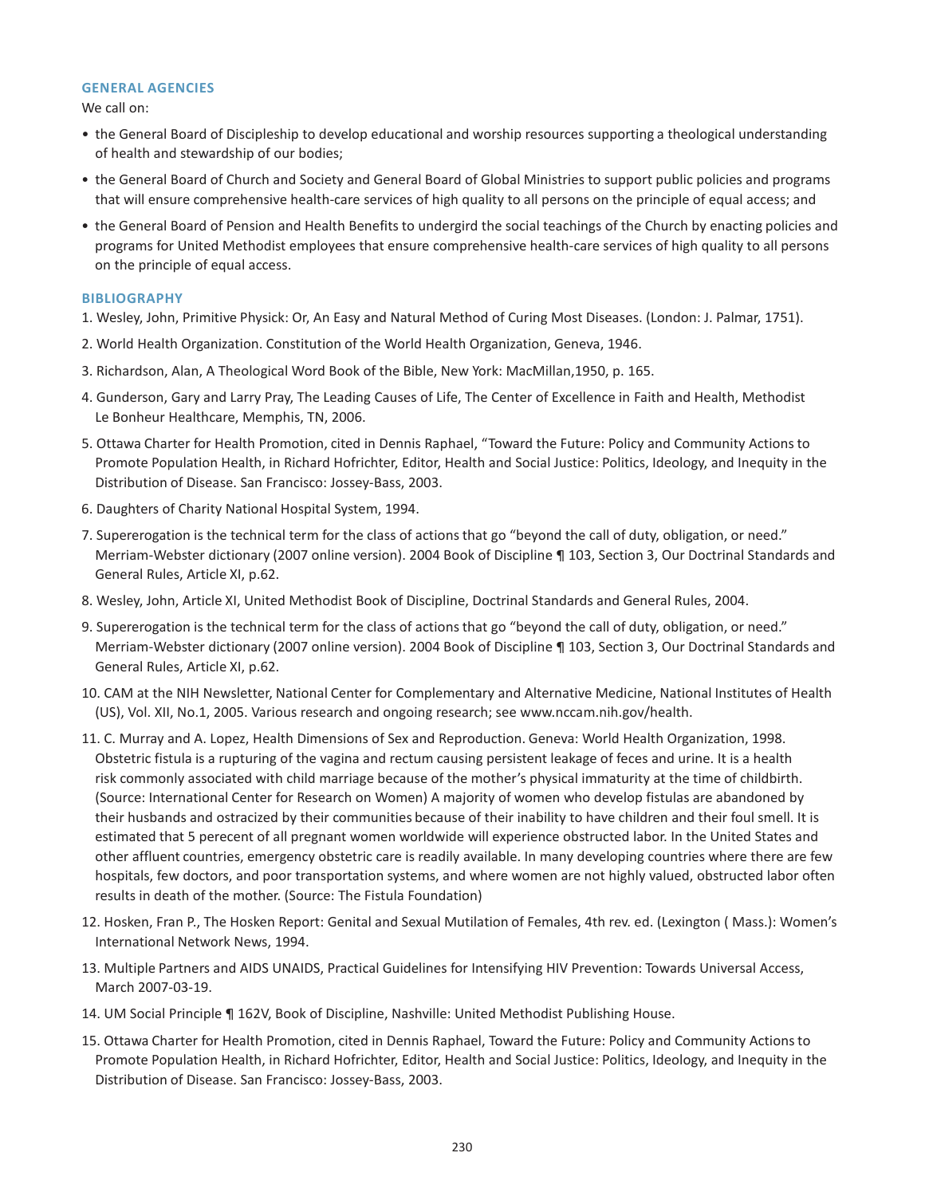## GENERAL AGENCIES

We call on:

- the General Board of Discipleship to develop educational and worship resources supporting a theological understanding of health and stewardship of our bodies;
- the General Board of Church and Society and General Board of Global Ministries to support public policies and programs that will ensure comprehensive health-care services of high quality to all persons on the principle of equal access; and
- the General Board of Pension and Health Benefits to undergird the social teachings of the Church by enacting policies and programs for United Methodist employees that ensure comprehensive health-care services of high quality to all persons on the principle of equal access.

## BIBLIOGRAPHY

1. Wesley, John, Primitive Physick: Or, An Easy and Natural Method of Curing Most Diseases. (London: J. Palmar, 1751).
2. World Health Organization. Constitution of the World Health Organization, Geneva, 1946.
3. Richardson, Alan, A Theological Word Book of the Bible, New York: MacMillan,1950, p. 165.
4. Gunderson, Gary and Larry Pray, The Leading Causes of Life, The Center of Excellence in Faith and Health, Methodist Le Bonheur Healthcare, Memphis, TN, 2006.
5. Ottawa Charter for Health Promotion, cited in Dennis Raphael, "Toward the Future: Policy and Community Actions to Promote Population Health, in Richard Hofrichter, Editor, Health and Social Justice: Politics, Ideology, and Inequity in the Distribution of Disease. San Francisco: Jossey-Bass, 2003.
6. Daughters of Charity National Hospital System, 1994.
7. Supererogation is the technical term for the class of actions that go "beyond the call of duty, obligation, or need." Merriam-Webster dictionary (2007 online version). 2004 Book of Discipline ¶ 103, Section 3, Our Doctrinal Standards and General Rules, Article XI, p.62.
8. Wesley, John, Article XI, United Methodist Book of Discipline, Doctrinal Standards and General Rules, 2004.
9. Supererogation is the technical term for the class of actions that go "beyond the call of duty, obligation, or need." Merriam-Webster dictionary (2007 online version). 2004 Book of Discipline ¶ 103, Section 3, Our Doctrinal Standards and General Rules, Article XI, p.62.
10. CAM at the NIH Newsletter, National Center for Complementary and Alternative Medicine, National Institutes of Health (US), Vol. XII, No.1, 2005. Various research and ongoing research; see www.nccam.nih.gov/health.
11. C. Murray and A. Lopez, Health Dimensions of Sex and Reproduction. Geneva: World Health Organization, 1998. Obstetric fistula is a rupturing of the vagina and rectum causing persistent leakage of feces and urine. It is a health risk commonly associated with child marriage because of the mother's physical immaturity at the time of childbirth. (Source: International Center for Research on Women) A majority of women who develop fistulas are abandoned by their husbands and ostracized by their communities because of their inability to have children and their foul smell. It is estimated that 5 perecent of all pregnant women worldwide will experience obstructed labor. In the United States and other affluent countries, emergency obstetric care is readily available. In many developing countries where there are few hospitals, few doctors, and poor transportation systems, and where women are not highly valued, obstructed labor often results in death of the mother. (Source: The Fistula Foundation)
12. Hosken, Fran P., The Hosken Report: Genital and Sexual Mutilation of Females, 4th rev. ed. (Lexington ( Mass.): Women's International Network News, 1994.
13. Multiple Partners and AIDS UNAIDS, Practical Guidelines for Intensifying HIV Prevention: Towards Universal Access, March 2007-03-19.
14. UM Social Principle ¶ 162V, Book of Discipline, Nashville: United Methodist Publishing House.
15. Ottawa Charter for Health Promotion, cited in Dennis Raphael, Toward the Future: Policy and Community Actions to Promote Population Health, in Richard Hofrichter, Editor, Health and Social Justice: Politics, Ideology, and Inequity in the Distribution of Disease. San Francisco: Jossey-Bass, 2003.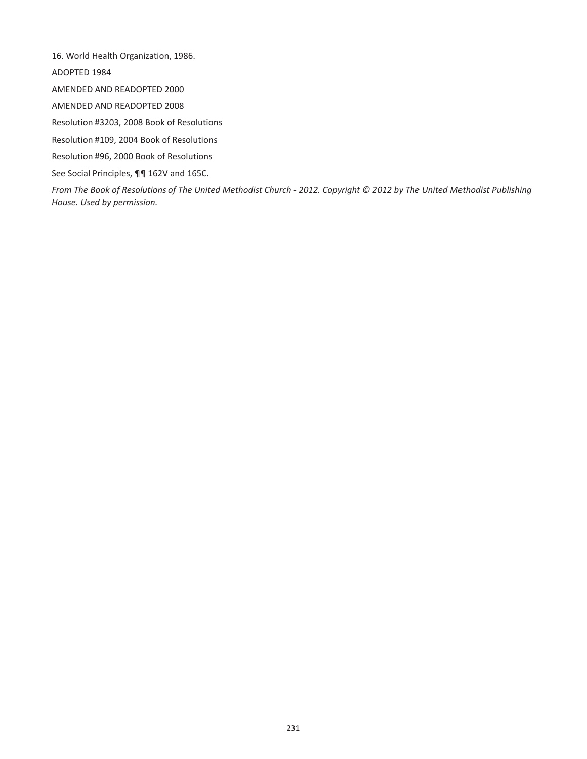16. World Health Organization, 1986.

ADOPTED 1984

AMENDED AND READOPTED 2000

AMENDED AND READOPTED 2008

Resolution #3203, 2008 Book of Resolutions

Resolution #109, 2004 Book of Resolutions

Resolution #96, 2000 Book of Resolutions

See Social Principles, ¶¶ 162V and 165C.

*From The Book of Resolutions of The United Methodist Church - 2012. Copyright © 2012 by The United Methodist Publishing House. Used by permission.*